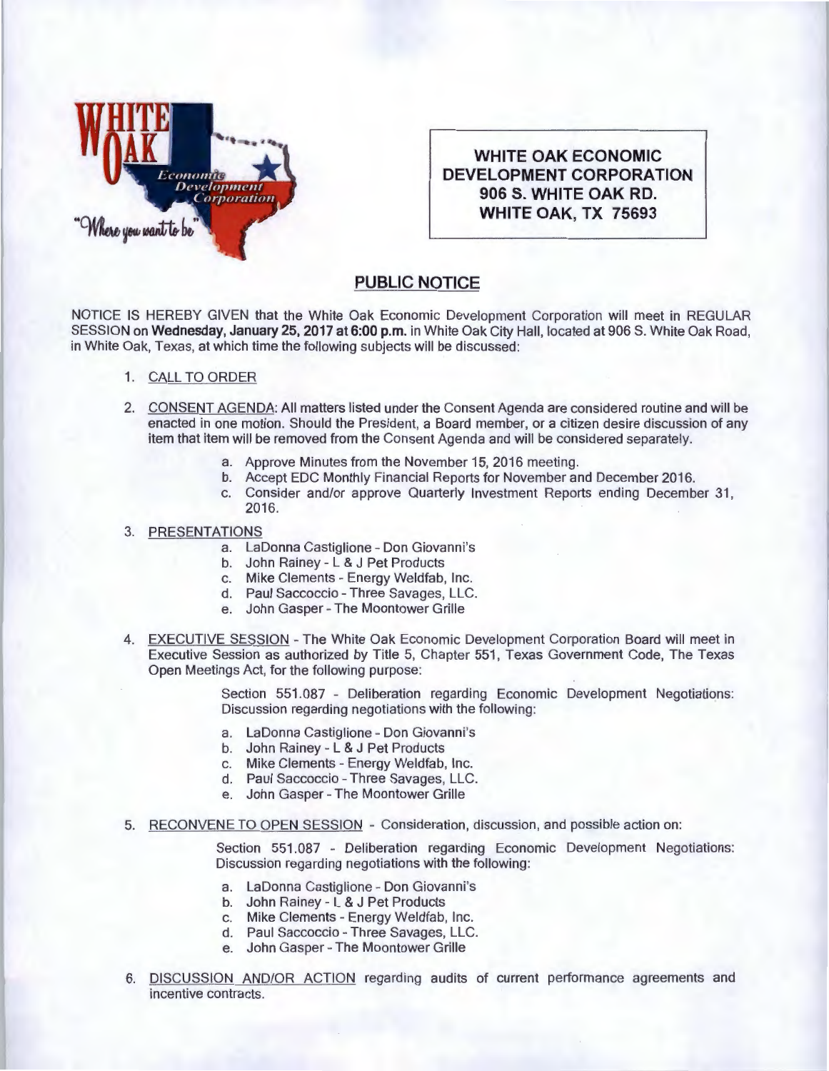**WHITE OAK ECONOMIC DEVELOPMENT CORPORATION**
**906 S. WHITE OAK RD.**
**WHITE OAK, TX 75693**

## PUBLIC NOTICE

NOTICE IS HEREBY GIVEN that the White Oak Economic Development Corporation will meet in REGULAR SESSION on **Wednesday, January 25, 2017 at 6:00 p.m.** in White Oak City Hall, located at 906 S. White Oak Road, in White Oak, Texas, at which time the following subjects will be discussed:

1. CALL TO ORDER

2. CONSENT AGENDA: All matters listed under the Consent Agenda are considered routine and will be enacted in one motion. Should the President, a Board member, or a citizen desire discussion of any item that item will be removed from the Consent Agenda and will be considered separately.
   a. Approve Minutes from the November 15, 2016 meeting.
   b. Accept EDC Monthly Financial Reports for November and December 2016.
   c. Consider and/or approve Quarterly Investment Reports ending December 31, 2016.

3. PRESENTATIONS
   a. LaDonna Castiglione - Don Giovanni's
   b. John Rainey - L & J Pet Products
   c. Mike Clements - Energy Weldfab, Inc.
   d. Paul Saccoccio - Three Savages, LLC.
   e. John Gasper - The Moontower Grille

4. EXECUTIVE SESSION - The White Oak Economic Development Corporation Board will meet in Executive Session as authorized by Title 5, Chapter 551, Texas Government Code, The Texas Open Meetings Act, for the following purpose:

   Section 551.087 - Deliberation regarding Economic Development Negotiations: Discussion regarding negotiations with the following:

   a. LaDonna Castiglione - Don Giovanni's
   b. John Rainey - L & J Pet Products
   c. Mike Clements - Energy Weldfab, Inc.
   d. Paul Saccoccio - Three Savages, LLC.
   e. John Gasper - The Moontower Grille

5. RECONVENE TO OPEN SESSION - Consideration, discussion, and possible action on:

   Section 551.087 - Deliberation regarding Economic Development Negotiations: Discussion regarding negotiations with the following:

   a. LaDonna Castiglione - Don Giovanni's
   b. John Rainey - L & J Pet Products
   c. Mike Clements - Energy Weldfab, Inc.
   d. Paul Saccoccio - Three Savages, LLC.
   e. John Gasper - The Moontower Grille

6. DISCUSSION AND/OR ACTION regarding audits of current performance agreements and incentive contracts.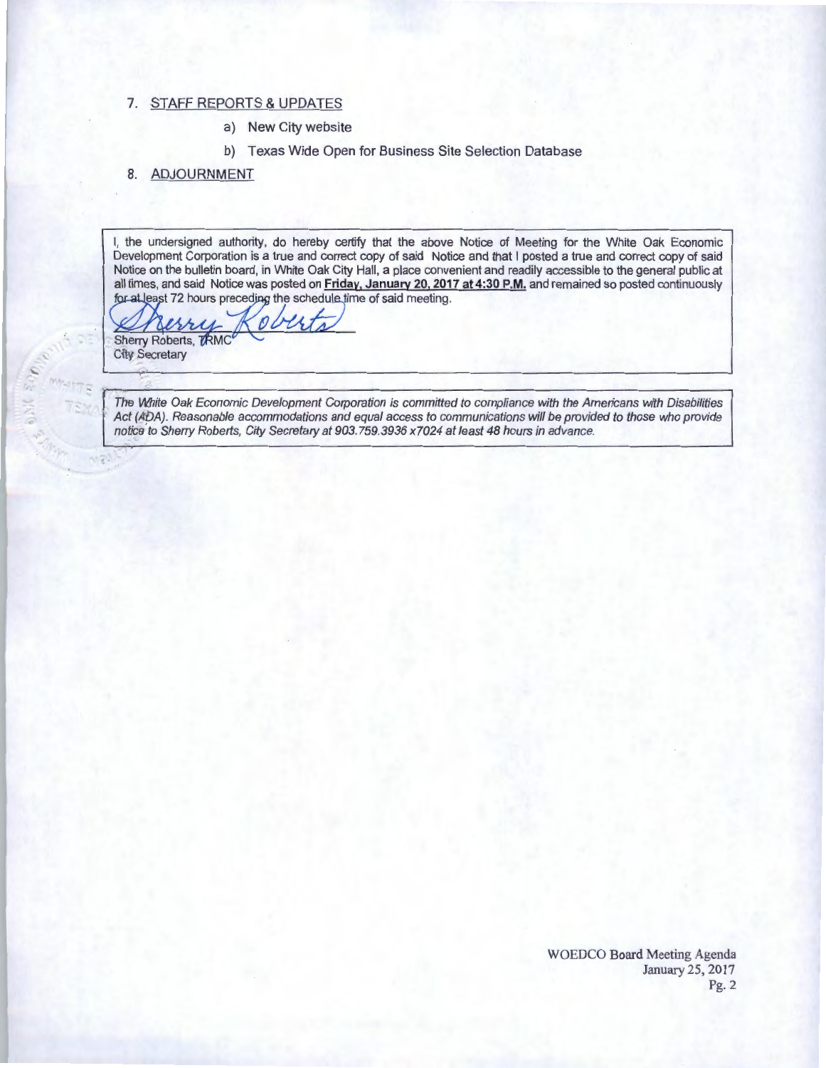7. STAFF REPORTS & UPDATES

   a) New City website

   b) Texas Wide Open for Business Site Selection Database

8. ADJOURNMENT

I, the undersigned authority, do hereby certify that the above Notice of Meeting for the White Oak Economic Development Corporation is a true and correct copy of said Notice and that I posted a true and correct copy of said Notice on the bulletin board, in White Oak City Hall, a place convenient and readily accessible to the general public at all times, and said Notice was posted on **Friday, January 20, 2017 at 4:30 P.M.** and remained so posted continuously for at least 72 hours preceding the schedule time of said meeting.

Sherry Roberts, TRMC
City Secretary

*The White Oak Economic Development Corporation is committed to compliance with the Americans with Disabilities Act (ADA). Reasonable accommodations and equal access to communications will be provided to those who provide notice to Sherry Roberts, City Secretary at 903.759.3936 x7024 at least 48 hours in advance.*